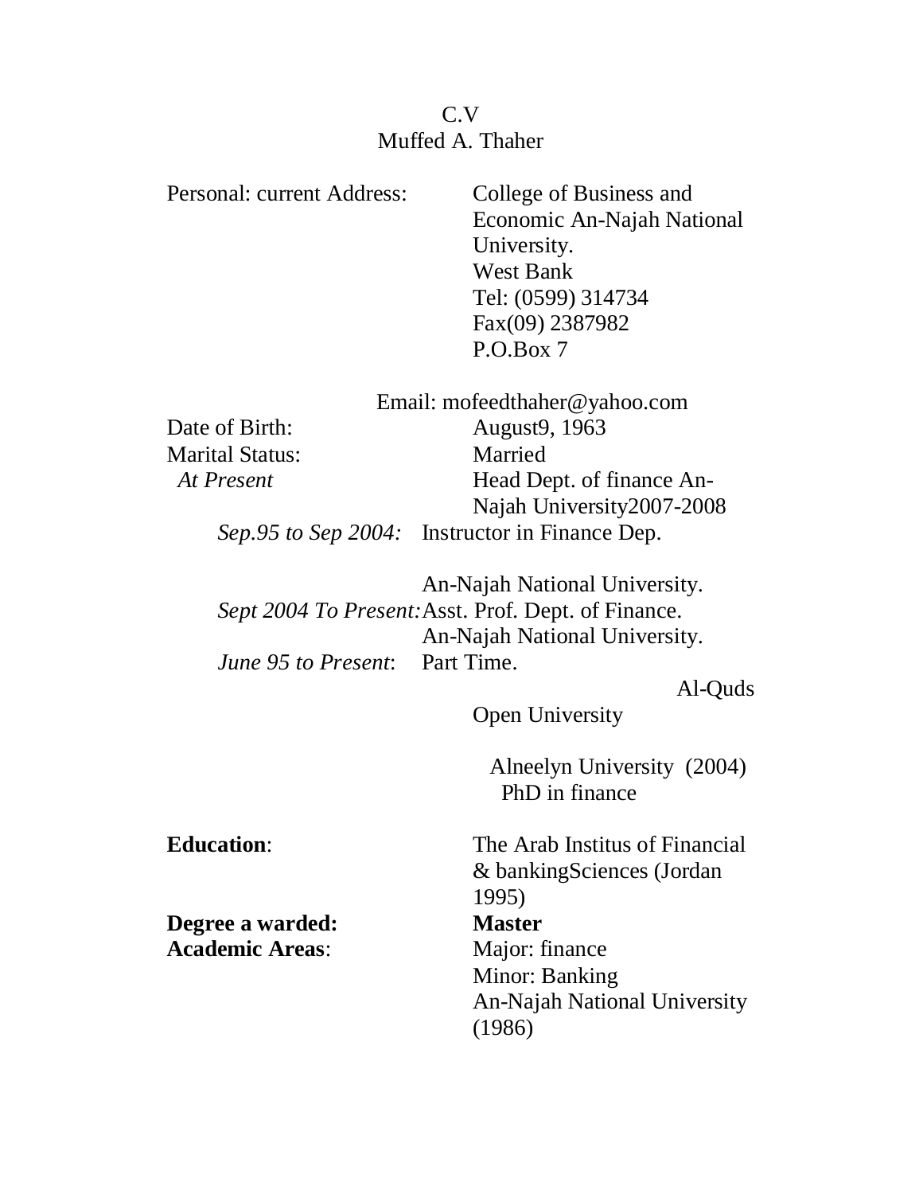C.V

Muffed A. Thaher

Personal: current Address: College of Business and Economic An-Najah National University.
West Bank
Tel: (0599) 314734
Fax(09) 2387982
P.O.Box 7

Email: mofeedthaher@yahoo.com

Date of Birth: August9, 1963

Marital Status: Married

*At Present* Head Dept. of finance An-Najah University2007-2008

*Sep.95 to Sep 2004:* Instructor in Finance Dep.
An-Najah National University.

*Sept 2004 To Present:* Asst. Prof. Dept. of Finance.
An-Najah National University.

*June 95 to Present*: Part Time.
Al-Quds Open University

Alneelyn University (2004)
PhD in finance

**Education**: The Arab Institus of Financial & bankingSciences (Jordan 1995)

**Degree a warded:** **Master**

**Academic Areas**: Major: finance
Minor: Banking
An-Najah National University (1986)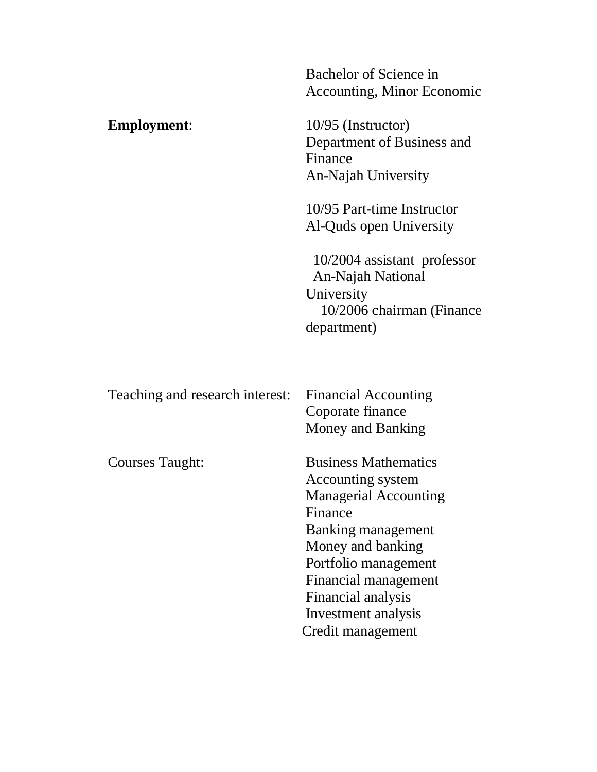Bachelor of Science in Accounting, Minor Economic

**Employment**:

10/95 (Instructor)
Department of Business and Finance
An-Najah University

10/95 Part-time Instructor
Al-Quds open University

10/2004 assistant professor
An-Najah National University
10/2006 chairman (Finance department)

Teaching and research interest:

- Financial Accounting
- Coporate finance
- Money and Banking

Courses Taught:

- Business Mathematics
- Accounting system
- Managerial Accounting
- Finance
- Banking management
- Money and banking
- Portfolio management
- Financial management
- Financial analysis
- Investment analysis
- Credit management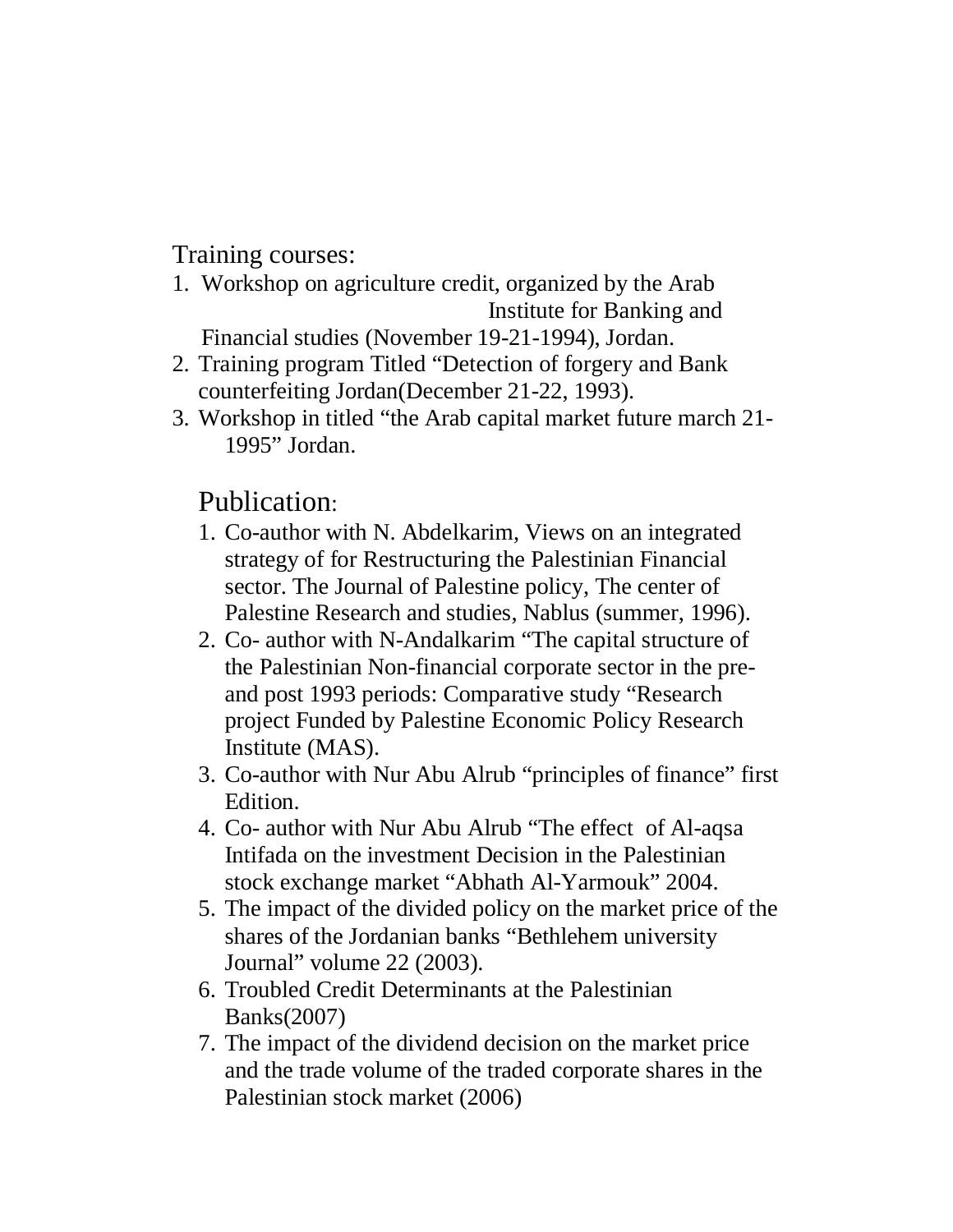## Training courses:

1. Workshop on agriculture credit, organized by the Arab Institute for Banking and Financial studies (November 19-21-1994), Jordan.
2. Training program Titled "Detection of forgery and Bank counterfeiting Jordan(December 21-22, 1993).
3. Workshop in titled "the Arab capital market future march 21-1995" Jordan.

## Publication:

1. Co-author with N. Abdelkarim, Views on an integrated strategy of for Restructuring the Palestinian Financial sector. The Journal of Palestine policy, The center of Palestine Research and studies, Nablus (summer, 1996).
2. Co- author with N-Andalkarim "The capital structure of the Palestinian Non-financial corporate sector in the pre- and post 1993 periods: Comparative study "Research project Funded by Palestine Economic Policy Research Institute (MAS).
3. Co-author with Nur Abu Alrub "principles of finance" first Edition.
4. Co- author with Nur Abu Alrub "The effect of Al-aqsa Intifada on the investment Decision in the Palestinian stock exchange market "Abhath Al-Yarmouk" 2004.
5. The impact of the divided policy on the market price of the shares of the Jordanian banks "Bethlehem university Journal" volume 22 (2003).
6. Troubled Credit Determinants at the Palestinian Banks(2007)
7. The impact of the dividend decision on the market price and the trade volume of the traded corporate shares in the Palestinian stock market (2006)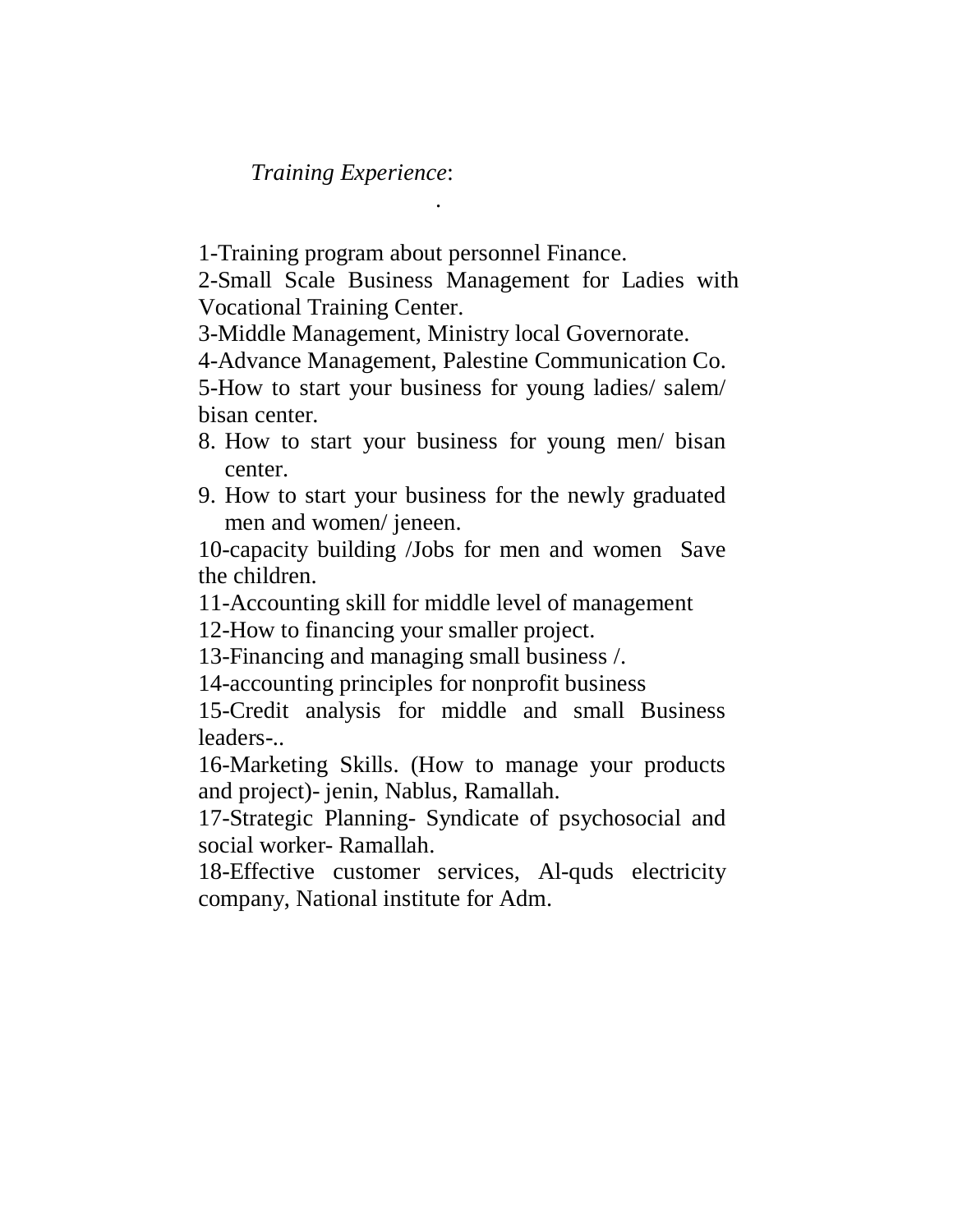*Training Experience*:

.

1-Training program about personnel Finance.

2-Small Scale Business Management for Ladies with Vocational Training Center.

3-Middle Management, Ministry local Governorate.

4-Advance Management, Palestine Communication Co.

5-How to start your business for young ladies/ salem/ bisan center.

8. How to start your business for young men/ bisan center.
9. How to start your business for the newly graduated men and women/ jeneen.

10-capacity building /Jobs for men and women Save the children.

11-Accounting skill for middle level of management

12-How to financing your smaller project.

13-Financing and managing small business /.

14-accounting principles for nonprofit business

15-Credit analysis for middle and small Business leaders-..

16-Marketing Skills. (How to manage your products and project)- jenin, Nablus, Ramallah.

17-Strategic Planning- Syndicate of psychosocial and social worker- Ramallah.

18-Effective customer services, Al-quds electricity company, National institute for Adm.